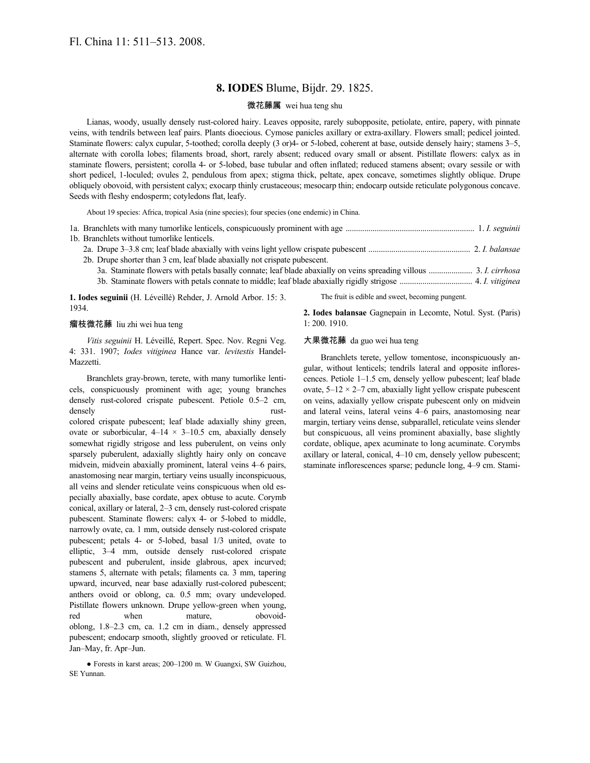Fl. China 11: 511–513. 2008.

# 8. IODES Blume, Bijdr. 29. 1825.

微花藤属 wei hua teng shu

Lianas, woody, usually densely rust-colored hairy. Leaves opposite, rarely subopposite, petiolate, entire, papery, with pinnate veins, with tendrils between leaf pairs. Plants dioecious. Cymose panicles axillary or extra-axillary. Flowers small; pedicel jointed. Staminate flowers: calyx cupular, 5-toothed; corolla deeply (3 or)4- or 5-lobed, coherent at base, outside densely hairy; stamens 3–5, alternate with corolla lobes; filaments broad, short, rarely absent; reduced ovary small or absent. Pistillate flowers: calyx as in staminate flowers, persistent; corolla 4- or 5-lobed, base tubular and often inflated; reduced stamens absent; ovary sessile or with short pedicel, 1-loculed; ovules 2, pendulous from apex; stigma thick, peltate, apex concave, sometimes slightly oblique. Drupe obliquely obovoid, with persistent calyx; exocarp thinly crustaceous; mesocarp thin; endocarp outside reticulate polygonous concave. Seeds with fleshy endosperm; cotyledons flat, leafy.

About 19 species: Africa, tropical Asia (nine species); four species (one endemic) in China.

1a. Branchlets with many tumorlike lenticels, conspicuously prominent with age ............ 1. *I. seguinii*
1b. Branchlets without tumorlike lenticels.
  2a. Drupe 3–3.8 cm; leaf blade abaxially with veins light yellow crispate pubescent ............ 2. *I. balansae*
  2b. Drupe shorter than 3 cm, leaf blade abaxially not crispate pubescent.
    3a. Staminate flowers with petals basally connate; leaf blade abaxially on veins spreading villous ............ 3. *I. cirrhosa*
    3b. Staminate flowers with petals connate to middle; leaf blade abaxially rigidly strigose ............ 4. *I. vitiginea*

**1. Iodes seguinii** (H. Léveillé) Rehder, J. Arnold Arbor. 15: 3. 1934.

瘤枝微花藤 liu zhi wei hua teng

*Vitis seguinii* H. Léveillé, Repert. Spec. Nov. Regni Veg. 4: 331. 1907; *Iodes vitiginea* Hance var. *levitestis* Handel-Mazzetti.

Branchlets gray-brown, terete, with many tumorlike lenticels, conspicuously prominent with age; young branches densely rust-colored crispate pubescent. Petiole 0.5–2 cm, densely rust-colored crispate pubescent; leaf blade adaxially shiny green, ovate or suborbicular, 4–14 × 3–10.5 cm, abaxially densely somewhat rigidly strigose and less puberulent, on veins only sparsely puberulent, adaxially slightly hairy only on concave midvein, midvein abaxially prominent, lateral veins 4–6 pairs, anastomosing near margin, tertiary veins usually inconspicuous, all veins and slender reticulate veins conspicuous when old especially abaxially, base cordate, apex obtuse to acute. Corymb conical, axillary or lateral, 2–3 cm, densely rust-colored crispate pubescent. Staminate flowers: calyx 4- or 5-lobed to middle, narrowly ovate, ca. 1 mm, outside densely rust-colored crispate pubescent; petals 4- or 5-lobed, basal 1/3 united, ovate to elliptic, 3–4 mm, outside densely rust-colored crispate pubescent and puberulent, inside glabrous, apex incurved; stamens 5, alternate with petals; filaments ca. 3 mm, tapering upward, incurved, near base adaxially rust-colored pubescent; anthers ovoid or oblong, ca. 0.5 mm; ovary undeveloped. Pistillate flowers unknown. Drupe yellow-green when young, red when mature, obovoid-oblong, 1.8–2.3 cm, ca. 1.2 cm in diam., densely appressed pubescent; endocarp smooth, slightly grooved or reticulate. Fl. Jan–May, fr. Apr–Jun.

● Forests in karst areas; 200–1200 m. W Guangxi, SW Guizhou, SE Yunnan.

The fruit is edible and sweet, becoming pungent.

**2. Iodes balansae** Gagnepain in Lecomte, Notul. Syst. (Paris) 1: 200. 1910.

大果微花藤 da guo wei hua teng

Branchlets terete, yellow tomentose, inconspicuously angular, without lenticels; tendrils lateral and opposite inflorescences. Petiole 1–1.5 cm, densely yellow pubescent; leaf blade ovate, 5–12 × 2–7 cm, abaxially light yellow crispate pubescent on veins, adaxially yellow crispate pubescent only on midvein and lateral veins, lateral veins 4–6 pairs, anastomosing near margin, tertiary veins dense, subparallel, reticulate veins slender but conspicuous, all veins prominent abaxially, base slightly cordate, oblique, apex acuminate to long acuminate. Corymbs axillary or lateral, conical, 4–10 cm, densely yellow pubescent; staminate inflorescences sparse; peduncle long, 4–9 cm. Stami-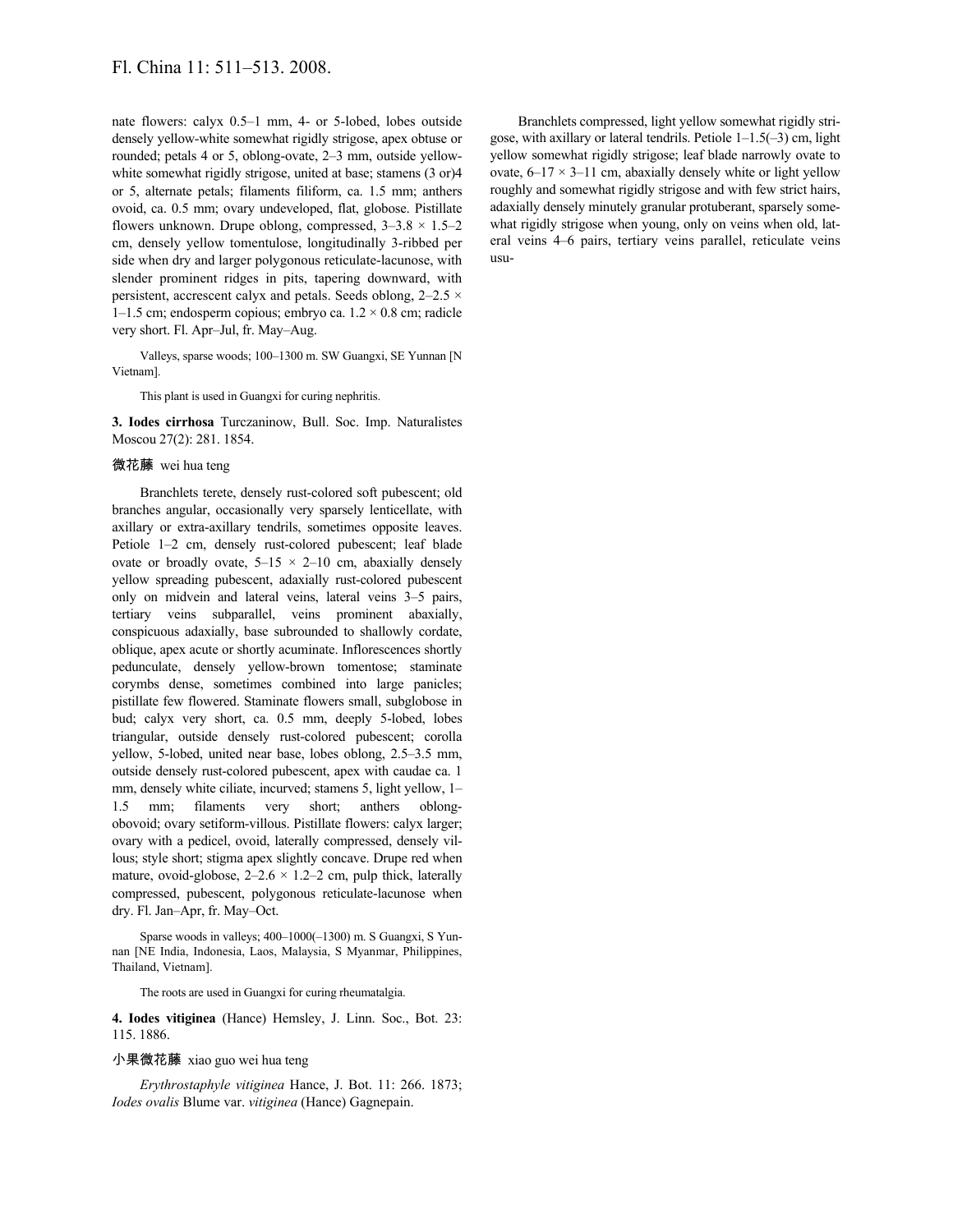nate flowers: calyx 0.5–1 mm, 4- or 5-lobed, lobes outside densely yellow-white somewhat rigidly strigose, apex obtuse or rounded; petals 4 or 5, oblong-ovate, 2–3 mm, outside yellow-white somewhat rigidly strigose, united at base; stamens (3 or)4 or 5, alternate petals; filaments filiform, ca. 1.5 mm; anthers ovoid, ca. 0.5 mm; ovary undeveloped, flat, globose. Pistillate flowers unknown. Drupe oblong, compressed, 3–3.8 × 1.5–2 cm, densely yellow tomentulose, longitudinally 3-ribbed per side when dry and larger polygonous reticulate-lacunose, with slender prominent ridges in pits, tapering downward, with persistent, accrescent calyx and petals. Seeds oblong, 2–2.5 × 1–1.5 cm; endosperm copious; embryo ca. 1.2 × 0.8 cm; radicle very short. Fl. Apr–Jul, fr. May–Aug.

Valleys, sparse woods; 100–1300 m. SW Guangxi, SE Yunnan [N Vietnam].

This plant is used in Guangxi for curing nephritis.

**3. Iodes cirrhosa** Turczaninow, Bull. Soc. Imp. Naturalistes Moscou 27(2): 281. 1854.

微花藤 wei hua teng

Branchlets terete, densely rust-colored soft pubescent; old branches angular, occasionally very sparsely lenticellate, with axillary or extra-axillary tendrils, sometimes opposite leaves. Petiole 1–2 cm, densely rust-colored pubescent; leaf blade ovate or broadly ovate, 5–15 × 2–10 cm, abaxially densely yellow spreading pubescent, adaxially rust-colored pubescent only on midvein and lateral veins, lateral veins 3–5 pairs, tertiary veins subparallel, veins prominent abaxially, conspicuous adaxially, base subrounded to shallowly cordate, oblique, apex acute or shortly acuminate. Inflorescences shortly pedunculate, densely yellow-brown tomentose; staminate corymbs dense, sometimes combined into large panicles; pistillate few flowered. Staminate flowers small, subglobose in bud; calyx very short, ca. 0.5 mm, deeply 5-lobed, lobes triangular, outside densely rust-colored pubescent; corolla yellow, 5-lobed, united near base, lobes oblong, 2.5–3.5 mm, outside densely rust-colored pubescent, apex with caudae ca. 1 mm, densely white ciliate, incurved; stamens 5, light yellow, 1–1.5 mm; filaments very short; anthers oblong-obovoid; ovary setiform-villous. Pistillate flowers: calyx larger; ovary with a pedicel, ovoid, laterally compressed, densely villous; style short; stigma apex slightly concave. Drupe red when mature, ovoid-globose, 2–2.6 × 1.2–2 cm, pulp thick, laterally compressed, pubescent, polygonous reticulate-lacunose when dry. Fl. Jan–Apr, fr. May–Oct.

Sparse woods in valleys; 400–1000(–1300) m. S Guangxi, S Yunnan [NE India, Indonesia, Laos, Malaysia, S Myanmar, Philippines, Thailand, Vietnam].

The roots are used in Guangxi for curing rheumatalgia.

**4. Iodes vitiginea** (Hance) Hemsley, J. Linn. Soc., Bot. 23: 115. 1886.

小果微花藤 xiao guo wei hua teng

*Erythrostaphyle vitiginea* Hance, J. Bot. 11: 266. 1873; *Iodes ovalis* Blume var. *vitiginea* (Hance) Gagnepain.

Branchlets compressed, light yellow somewhat rigidly strigose, with axillary or lateral tendrils. Petiole 1–1.5(–3) cm, light yellow somewhat rigidly strigose; leaf blade narrowly ovate to ovate, 6–17 × 3–11 cm, abaxially densely white or light yellow roughly and somewhat rigidly strigose and with few strict hairs, adaxially densely minutely granular protuberant, sparsely somewhat rigidly strigose when young, only on veins when old, lateral veins 4–6 pairs, tertiary veins parallel, reticulate veins usu-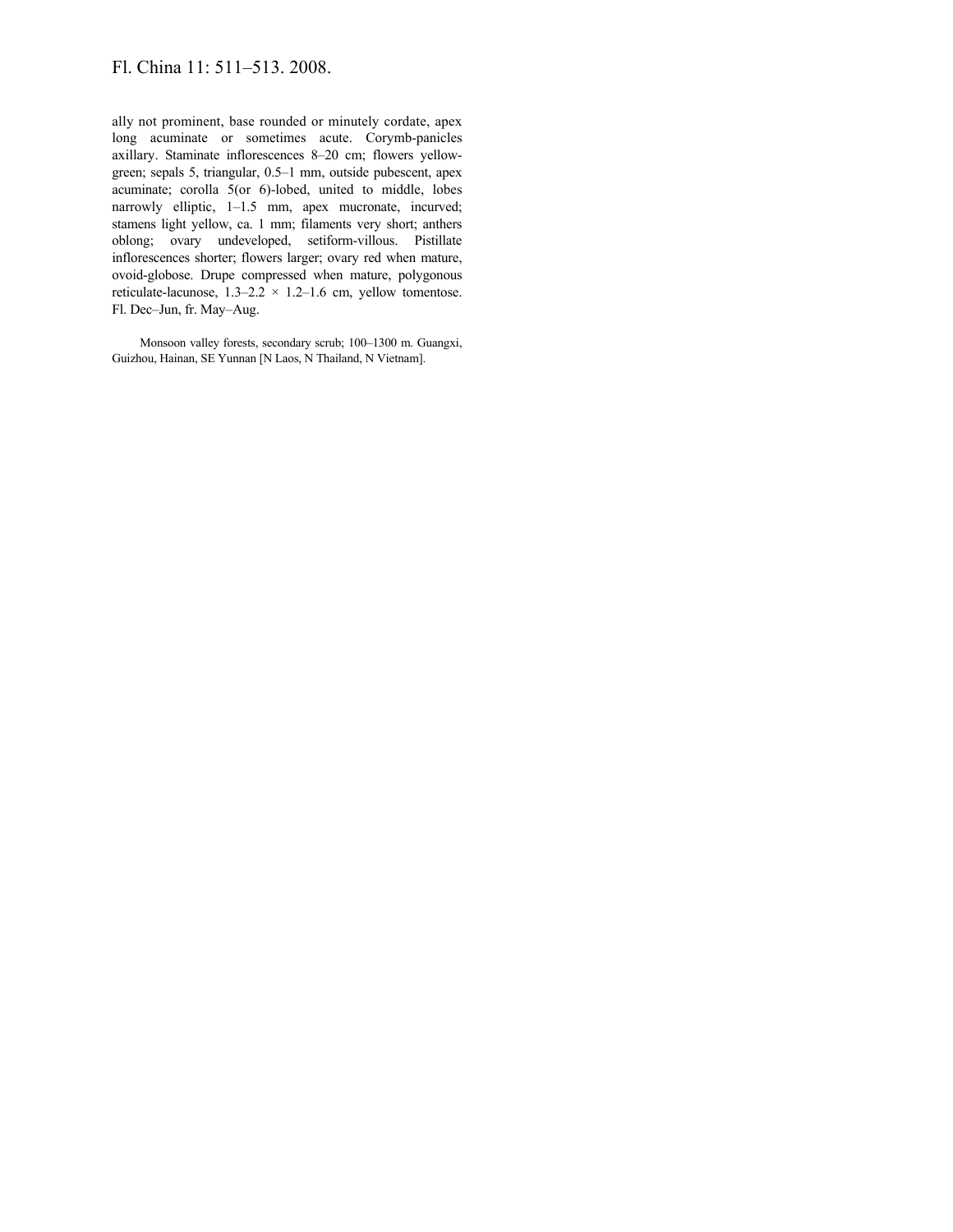ally not prominent, base rounded or minutely cordate, apex long acuminate or sometimes acute. Corymb-panicles axillary. Staminate inflorescences 8–20 cm; flowers yellow-green; sepals 5, triangular, 0.5–1 mm, outside pubescent, apex acuminate; corolla 5(or 6)-lobed, united to middle, lobes narrowly elliptic, 1–1.5 mm, apex mucronate, incurved; stamens light yellow, ca. 1 mm; filaments very short; anthers oblong; ovary undeveloped, setiform-villous. Pistillate inflorescences shorter; flowers larger; ovary red when mature, ovoid-globose. Drupe compressed when mature, polygonous reticulate-lacunose, 1.3–2.2 × 1.2–1.6 cm, yellow tomentose. Fl. Dec–Jun, fr. May–Aug.

Monsoon valley forests, secondary scrub; 100–1300 m. Guangxi, Guizhou, Hainan, SE Yunnan [N Laos, N Thailand, N Vietnam].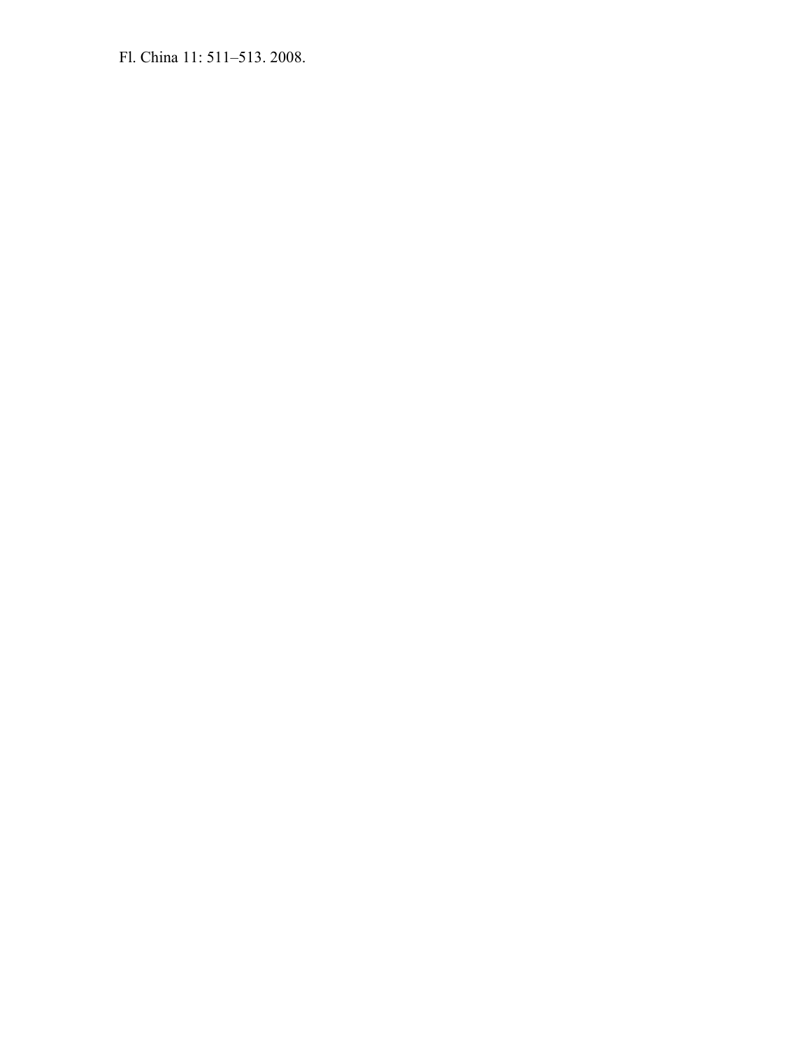Fl. China 11: 511–513. 2008.